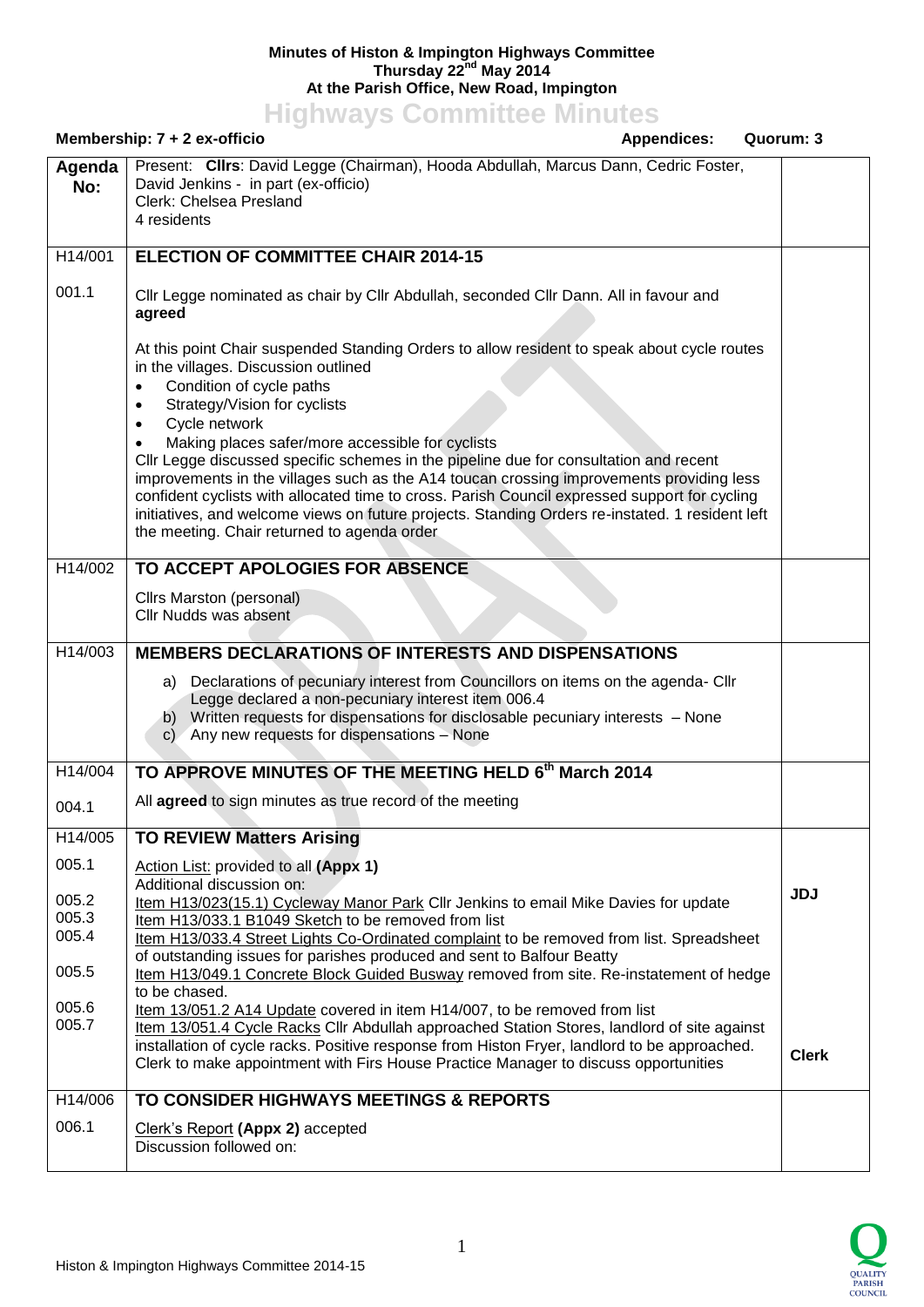**Minutes of Histon & Impington Highways Committee**
**Thursday 22nd May 2014**
**At the Parish Office, New Road, Impington**

# Highways Committee Minutes

**Membership: 7 + 2 ex-officio** **Appendices:** **Quorum: 3**

| Agenda No: | Present: **Cllrs**: David Legge (Chairman), Hooda Abdullah, Marcus Dann, Cedric Foster, David Jenkins - in part (ex-officio)<br>Clerk: Chelsea Presland<br>4 residents | |
|---|---|---|
| H14/001 | **ELECTION OF COMMITTEE CHAIR 2014-15** | |
| 001.1 | Cllr Legge nominated as chair by Cllr Abdullah, seconded Cllr Dann. All in favour and **agreed**<br><br>At this point Chair suspended Standing Orders to allow resident to speak about cycle routes in the villages. Discussion outlined<br>• Condition of cycle paths<br>• Strategy/Vision for cyclists<br>• Cycle network<br>• Making places safer/more accessible for cyclists<br>Cllr Legge discussed specific schemes in the pipeline due for consultation and recent improvements in the villages such as the A14 toucan crossing improvements providing less confident cyclists with allocated time to cross. Parish Council expressed support for cycling initiatives, and welcome views on future projects. Standing Orders re-instated. 1 resident left the meeting. Chair returned to agenda order | |
| H14/002 | **TO ACCEPT APOLOGIES FOR ABSENCE**<br><br>Cllrs Marston (personal)<br>Cllr Nudds was absent | |
| H14/003 | **MEMBERS DECLARATIONS OF INTERESTS AND DISPENSATIONS**<br><br>a) Declarations of pecuniary interest from Councillors on items on the agenda- Cllr Legge declared a non-pecuniary interest item 006.4<br>b) Written requests for dispensations for disclosable pecuniary interests – None<br>c) Any new requests for dispensations – None | |
| H14/004 | **TO APPROVE MINUTES OF THE MEETING HELD 6th March 2014** | |
| 004.1 | All **agreed** to sign minutes as true record of the meeting | |
| H14/005 | **TO REVIEW Matters Arising** | |
| 005.1 | Action List: provided to all **(Appx 1)**<br>Additional discussion on: | |
| 005.2 | Item H13/023(15.1) Cycleway Manor Park Cllr Jenkins to email Mike Davies for update | **JDJ** |
| 005.3 | Item H13/033.1 B1049 Sketch to be removed from list | |
| 005.4 | Item H13/033.4 Street Lights Co-Ordinated complaint to be removed from list. Spreadsheet of outstanding issues for parishes produced and sent to Balfour Beatty | |
| 005.5 | Item H13/049.1 Concrete Block Guided Busway removed from site. Re-instatement of hedge to be chased. | |
| 005.6 | Item 13/051.2 A14 Update covered in item H14/007, to be removed from list | |
| 005.7 | Item 13/051.4 Cycle Racks Cllr Abdullah approached Station Stores, landlord of site against installation of cycle racks. Positive response from Histon Fryer, landlord to be approached. Clerk to make appointment with Firs House Practice Manager to discuss opportunities | **Clerk** |
| H14/006 | **TO CONSIDER HIGHWAYS MEETINGS & REPORTS** | |
| 006.1 | Clerk's Report **(Appx 2)** accepted<br>Discussion followed on: | |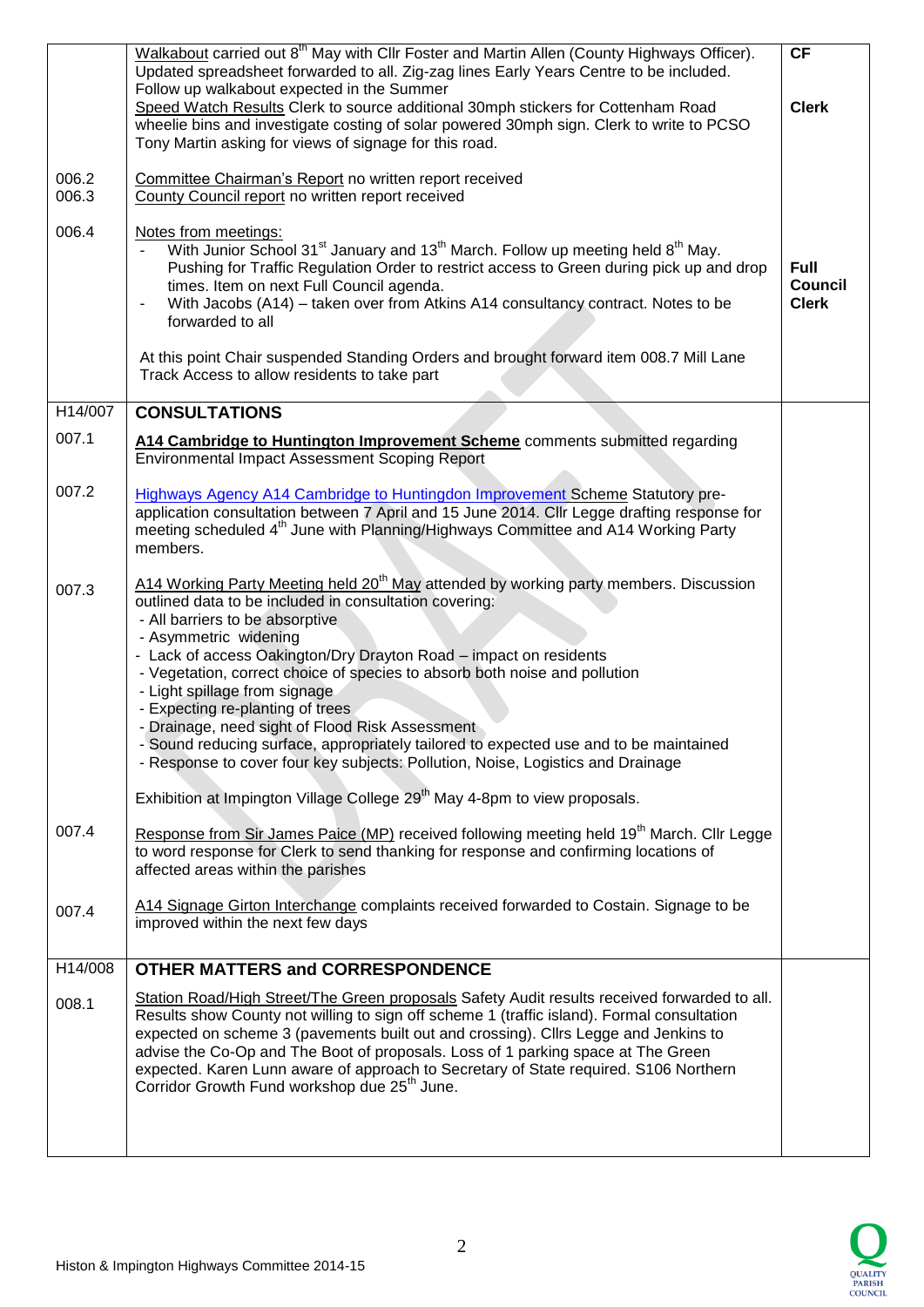| | | |
|---|---|---|
| | Walkabout carried out 8th May with Cllr Foster and Martin Allen (County Highways Officer). Updated spreadsheet forwarded to all. Zig-zag lines Early Years Centre to be included. Follow up walkabout expected in the Summer | CF |
| | Speed Watch Results Clerk to source additional 30mph stickers for Cottenham Road wheelie bins and investigate costing of solar powered 30mph sign. Clerk to write to PCSO Tony Martin asking for views of signage for this road. | Clerk |
| 006.2 | Committee Chairman's Report no written report received | |
| 006.3 | County Council report no written report received | |
| 006.4 | Notes from meetings:<br>- With Junior School 31st January and 13th March. Follow up meeting held 8th May. Pushing for Traffic Regulation Order to restrict access to Green during pick up and drop times. Item on next Full Council agenda.<br>- With Jacobs (A14) – taken over from Atkins A14 consultancy contract. Notes to be forwarded to all<br><br>At this point Chair suspended Standing Orders and brought forward item 008.7 Mill Lane Track Access to allow residents to take part | Full Council<br>Clerk |
| **H14/007** | **CONSULTATIONS** | |
| 007.1 | **A14 Cambridge to Huntington Improvement Scheme** comments submitted regarding Environmental Impact Assessment Scoping Report | |
| 007.2 | Highways Agency A14 Cambridge to Huntingdon Improvement Scheme Statutory pre-application consultation between 7 April and 15 June 2014. Cllr Legge drafting response for meeting scheduled 4th June with Planning/Highways Committee and A14 Working Party members. | |
| 007.3 | A14 Working Party Meeting held 20th May attended by working party members. Discussion outlined data to be included in consultation covering:<br>- All barriers to be absorptive<br>- Asymmetric widening<br>- Lack of access Oakington/Dry Drayton Road – impact on residents<br>- Vegetation, correct choice of species to absorb both noise and pollution<br>- Light spillage from signage<br>- Expecting re-planting of trees<br>- Drainage, need sight of Flood Risk Assessment<br>- Sound reducing surface, appropriately tailored to expected use and to be maintained<br>- Response to cover four key subjects: Pollution, Noise, Logistics and Drainage<br><br>Exhibition at Impington Village College 29th May 4-8pm to view proposals. | |
| 007.4 | Response from Sir James Paice (MP) received following meeting held 19th March. Cllr Legge to word response for Clerk to send thanking for response and confirming locations of affected areas within the parishes | |
| 007.4 | A14 Signage Girton Interchange complaints received forwarded to Costain. Signage to be improved within the next few days | |
| **H14/008** | **OTHER MATTERS and CORRESPONDENCE** | |
| 008.1 | Station Road/High Street/The Green proposals Safety Audit results received forwarded to all. Results show County not willing to sign off scheme 1 (traffic island). Formal consultation expected on scheme 3 (pavements built out and crossing). Cllrs Legge and Jenkins to advise the Co-Op and The Boot of proposals. Loss of 1 parking space at The Green expected. Karen Lunn aware of approach to Secretary of State required. S106 Northern Corridor Growth Fund workshop due 25th June. | |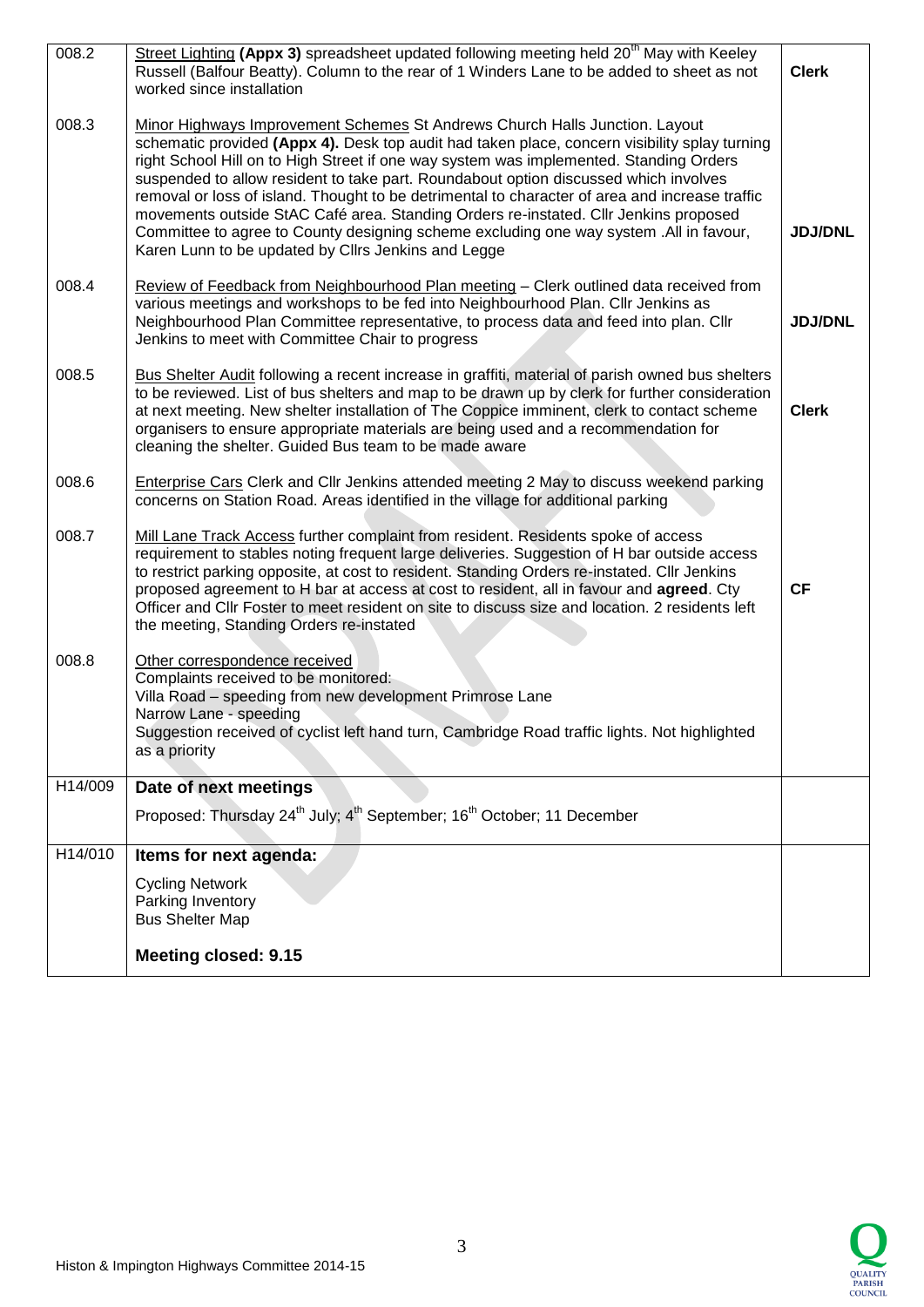| | | |
|---|---|---|
| 008.2 | Street Lighting **(Appx 3)** spreadsheet updated following meeting held 20th May with Keeley Russell (Balfour Beatty). Column to the rear of 1 Winders Lane to be added to sheet as not worked since installation | **Clerk** |
| 008.3 | Minor Highways Improvement Schemes St Andrews Church Halls Junction. Layout schematic provided **(Appx 4).** Desk top audit had taken place, concern visibility splay turning right School Hill on to High Street if one way system was implemented. Standing Orders suspended to allow resident to take part. Roundabout option discussed which involves removal or loss of island. Thought to be detrimental to character of area and increase traffic movements outside StAC Café area. Standing Orders re-instated. Cllr Jenkins proposed Committee to agree to County designing scheme excluding one way system .All in favour, Karen Lunn to be updated by Cllrs Jenkins and Legge | **JDJ/DNL** |
| 008.4 | Review of Feedback from Neighbourhood Plan meeting – Clerk outlined data received from various meetings and workshops to be fed into Neighbourhood Plan. Cllr Jenkins as Neighbourhood Plan Committee representative, to process data and feed into plan. Cllr Jenkins to meet with Committee Chair to progress | **JDJ/DNL** |
| 008.5 | Bus Shelter Audit following a recent increase in graffiti, material of parish owned bus shelters to be reviewed. List of bus shelters and map to be drawn up by clerk for further consideration at next meeting. New shelter installation of The Coppice imminent, clerk to contact scheme organisers to ensure appropriate materials are being used and a recommendation for cleaning the shelter. Guided Bus team to be made aware | **Clerk** |
| 008.6 | Enterprise Cars Clerk and Cllr Jenkins attended meeting 2 May to discuss weekend parking concerns on Station Road. Areas identified in the village for additional parking | |
| 008.7 | Mill Lane Track Access further complaint from resident. Residents spoke of access requirement to stables noting frequent large deliveries. Suggestion of H bar outside access to restrict parking opposite, at cost to resident. Standing Orders re-instated. Cllr Jenkins proposed agreement to H bar at access at cost to resident, all in favour and **agreed**. Cty Officer and Cllr Foster to meet resident on site to discuss size and location. 2 residents left the meeting, Standing Orders re-instated | **CF** |
| 008.8 | Other correspondence received<br>Complaints received to be monitored:<br>Villa Road – speeding from new development Primrose Lane<br>Narrow Lane - speeding<br>Suggestion received of cyclist left hand turn, Cambridge Road traffic lights. Not highlighted as a priority | |
| H14/009 | **Date of next meetings**<br>Proposed: Thursday 24th July; 4th September; 16th October; 11 December | |
| H14/010 | **Items for next agenda:**<br>Cycling Network<br>Parking Inventory<br>Bus Shelter Map<br><br>**Meeting closed: 9.15** | |